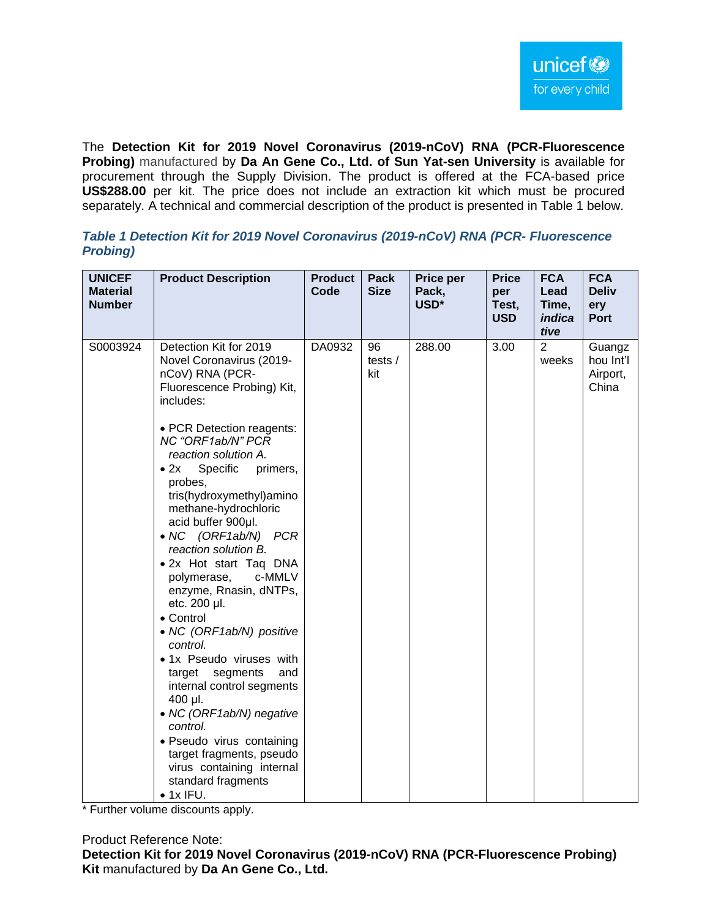The **Detection Kit for 2019 Novel Coronavirus (2019-nCoV) RNA (PCR-Fluorescence Probing)** manufactured by **Da An Gene Co., Ltd. of Sun Yat-sen University** is available for procurement through the Supply Division. The product is offered at the FCA-based price **US$288.00** per kit. The price does not include an extraction kit which must be procured separately. A technical and commercial description of the product is presented in Table 1 below.

***Table 1 Detection Kit for 2019 Novel Coronavirus (2019-nCoV) RNA (PCR- Fluorescence Probing)***

| **UNICEF Material Number** | **Product Description** | **Product Code** | **Pack Size** | **Price per Pack, USD*** | **Price per Test, USD** | **FCA Lead Time, *indicative*** | **FCA Delivery Port** |
|---|---|---|---|---|---|---|---|
| S0003924 | Detection Kit for 2019 Novel Coronavirus (2019-nCoV) RNA (PCR-Fluorescence Probing) Kit, includes:<br><br>• PCR Detection reagents: *NC "ORF1ab/N" PCR reaction solution A.*<br>• 2x Specific primers, probes, tris(hydroxymethyl)aminomethane-hydrochloric acid buffer 900µl.<br>• *NC (ORF1ab/N) PCR reaction solution B.*<br>• 2x Hot start Taq DNA polymerase, c-MMLV enzyme, Rnasin, dNTPs, etc. 200 µl.<br>• Control<br>• *NC (ORF1ab/N) positive control.*<br>• 1x Pseudo viruses with target segments and internal control segments 400 µl.<br>• *NC (ORF1ab/N) negative control.*<br>• Pseudo virus containing target fragments, pseudo virus containing internal standard fragments<br>• 1x IFU. | DA0932 | 96 tests / kit | 288.00 | 3.00 | 2 weeks | Guangzhou Int'l Airport, China |

* Further volume discounts apply.

Product Reference Note:
**Detection Kit for 2019 Novel Coronavirus (2019-nCoV) RNA (PCR-Fluorescence Probing) Kit** manufactured by **Da An Gene Co., Ltd.**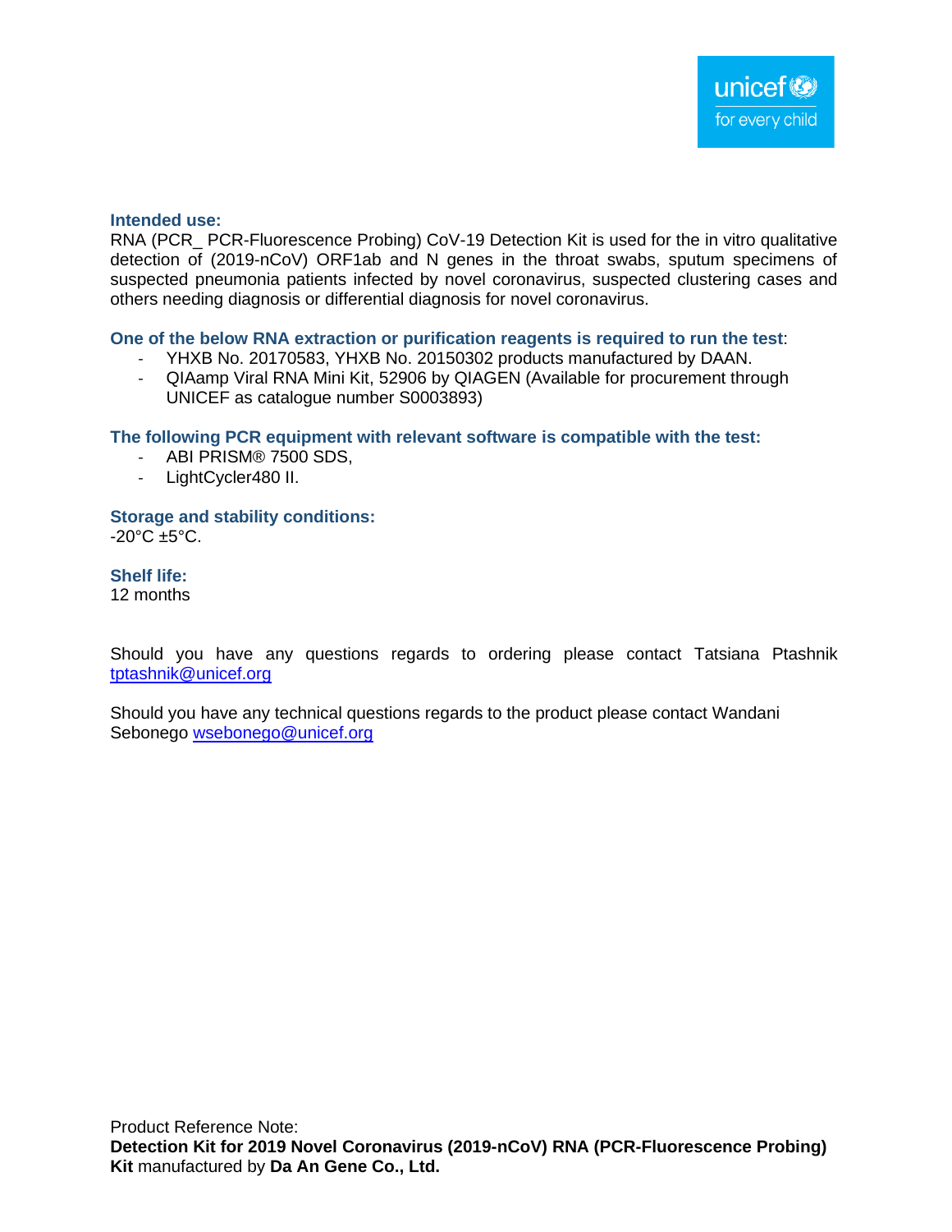**Intended use:**

RNA (PCR_ PCR-Fluorescence Probing) CoV-19 Detection Kit is used for the in vitro qualitative detection of (2019-nCoV) ORF1ab and N genes in the throat swabs, sputum specimens of suspected pneumonia patients infected by novel coronavirus, suspected clustering cases and others needing diagnosis or differential diagnosis for novel coronavirus.

**One of the below RNA extraction or purification reagents is required to run the test**:

- YHXB No. 20170583, YHXB No. 20150302 products manufactured by DAAN.
- QIAamp Viral RNA Mini Kit, 52906 by QIAGEN (Available for procurement through UNICEF as catalogue number S0003893)

**The following PCR equipment with relevant software is compatible with the test:**

- ABI PRISM® 7500 SDS,
- LightCycler480 II.

**Storage and stability conditions:**

-20°C ±5°C.

**Shelf life:**

12 months

Should you have any questions regards to ordering please contact Tatsiana Ptashnik tptashnik@unicef.org

Should you have any technical questions regards to the product please contact Wandani Sebonego wsebonego@unicef.org

Product Reference Note:
**Detection Kit for 2019 Novel Coronavirus (2019-nCoV) RNA (PCR-Fluorescence Probing) Kit** manufactured by **Da An Gene Co., Ltd.**